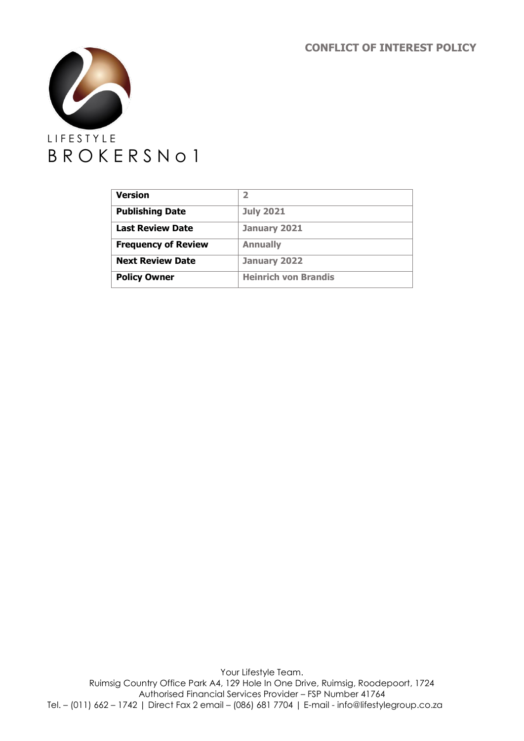# CONFLICT OF INTEREST POLICY

LIFESTYLE
BROKERSNo1

| Version | 2 |
|---|---|
| Publishing Date | July 2021 |
| Last Review Date | January 2021 |
| Frequency of Review | Annually |
| Next Review Date | January 2022 |
| Policy Owner | Heinrich von Brandis |

Your Lifestyle Team.
Ruimsig Country Office Park A4, 129 Hole In One Drive, Ruimsig, Roodepoort, 1724
Authorised Financial Services Provider – FSP Number 41764
Tel. – (011) 662 – 1742 | Direct Fax 2 email – (086) 681 7704 | E-mail - info@lifestylegroup.co.za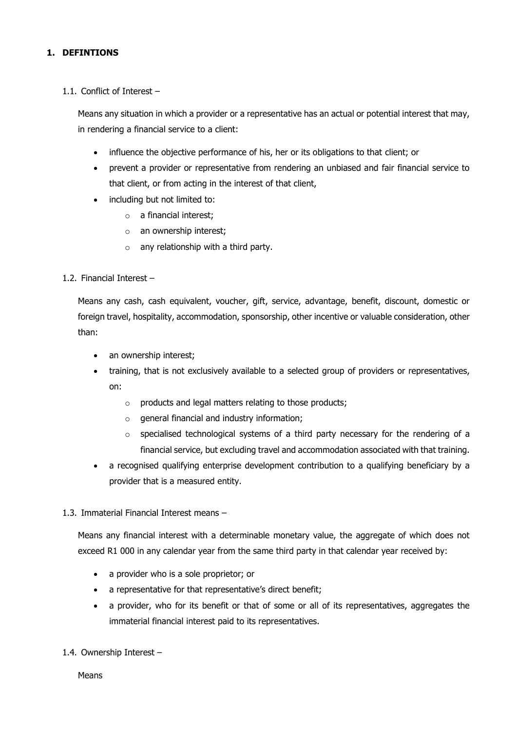# 1. DEFINTIONS

## 1.1. Conflict of Interest –

Means any situation in which a provider or a representative has an actual or potential interest that may, in rendering a financial service to a client:

- influence the objective performance of his, her or its obligations to that client; or
- prevent a provider or representative from rendering an unbiased and fair financial service to that client, or from acting in the interest of that client,
- including but not limited to:
  - a financial interest;
  - an ownership interest;
  - any relationship with a third party.

## 1.2. Financial Interest –

Means any cash, cash equivalent, voucher, gift, service, advantage, benefit, discount, domestic or foreign travel, hospitality, accommodation, sponsorship, other incentive or valuable consideration, other than:

- an ownership interest;
- training, that is not exclusively available to a selected group of providers or representatives, on:
  - products and legal matters relating to those products;
  - general financial and industry information;
  - specialised technological systems of a third party necessary for the rendering of a financial service, but excluding travel and accommodation associated with that training.
- a recognised qualifying enterprise development contribution to a qualifying beneficiary by a provider that is a measured entity.

## 1.3. Immaterial Financial Interest means –

Means any financial interest with a determinable monetary value, the aggregate of which does not exceed R1 000 in any calendar year from the same third party in that calendar year received by:

- a provider who is a sole proprietor; or
- a representative for that representative's direct benefit;
- a provider, who for its benefit or that of some or all of its representatives, aggregates the immaterial financial interest paid to its representatives.

## 1.4. Ownership Interest –

Means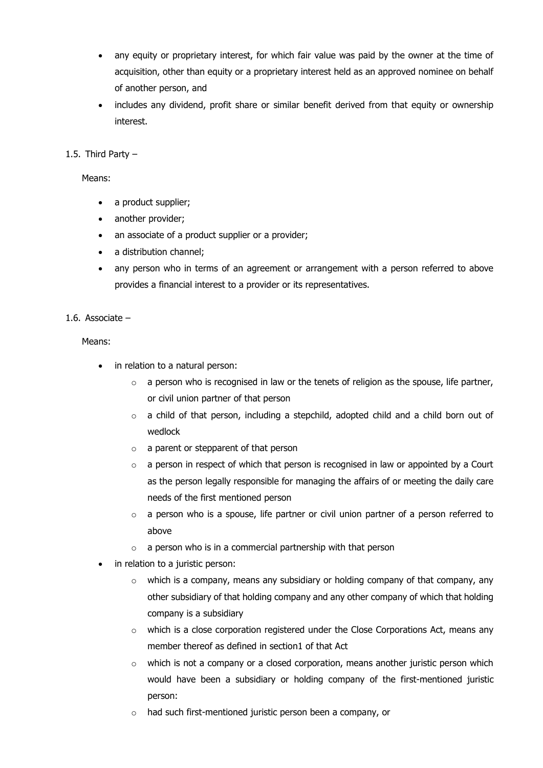- any equity or proprietary interest, for which fair value was paid by the owner at the time of acquisition, other than equity or a proprietary interest held as an approved nominee on behalf of another person, and
- includes any dividend, profit share or similar benefit derived from that equity or ownership interest.

1.5. Third Party –

Means:

- a product supplier;
- another provider;
- an associate of a product supplier or a provider;
- a distribution channel;
- any person who in terms of an agreement or arrangement with a person referred to above provides a financial interest to a provider or its representatives.

1.6. Associate –

Means:

- in relation to a natural person:
  - a person who is recognised in law or the tenets of religion as the spouse, life partner, or civil union partner of that person
  - a child of that person, including a stepchild, adopted child and a child born out of wedlock
  - a parent or stepparent of that person
  - a person in respect of which that person is recognised in law or appointed by a Court as the person legally responsible for managing the affairs of or meeting the daily care needs of the first mentioned person
  - a person who is a spouse, life partner or civil union partner of a person referred to above
  - a person who is in a commercial partnership with that person
- in relation to a juristic person:
  - which is a company, means any subsidiary or holding company of that company, any other subsidiary of that holding company and any other company of which that holding company is a subsidiary
  - which is a close corporation registered under the Close Corporations Act, means any member thereof as defined in section1 of that Act
  - which is not a company or a closed corporation, means another juristic person which would have been a subsidiary or holding company of the first-mentioned juristic person:
  - had such first-mentioned juristic person been a company, or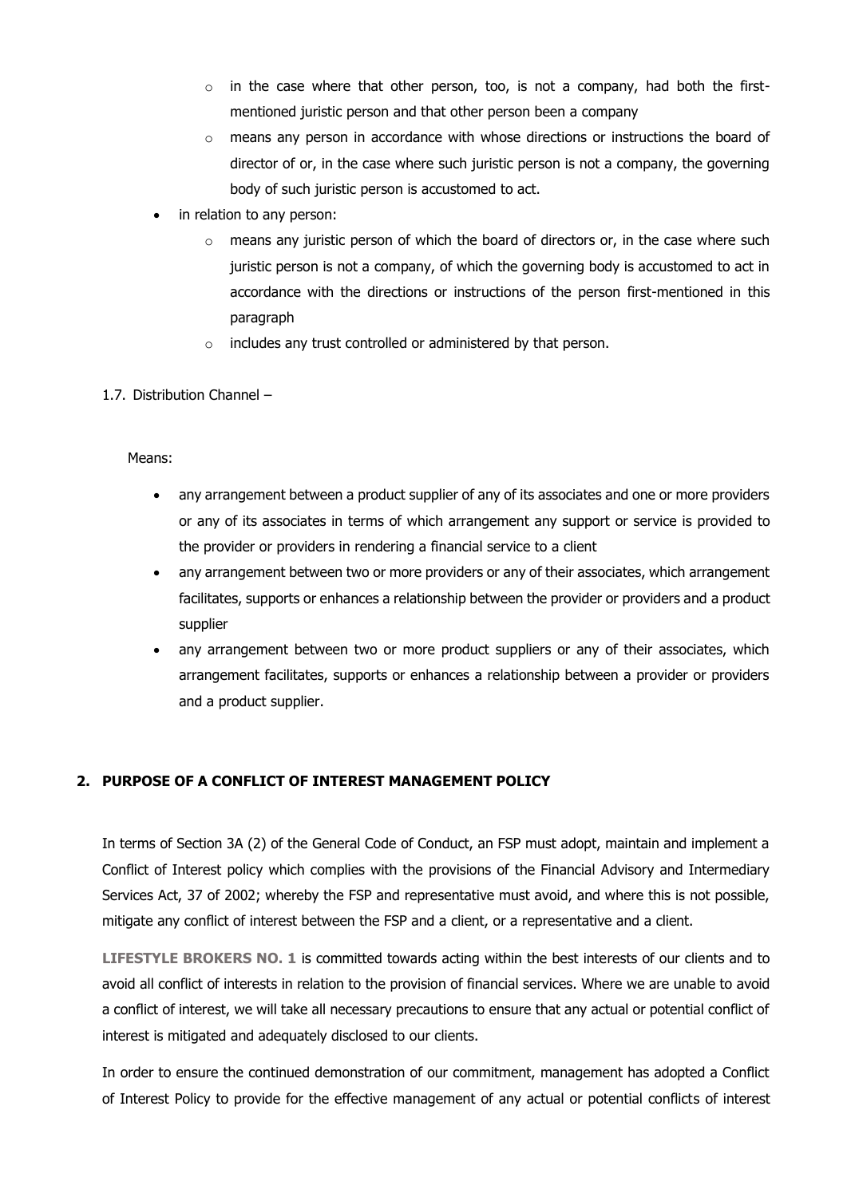- in the case where that other person, too, is not a company, had both the first-mentioned juristic person and that other person been a company
- means any person in accordance with whose directions or instructions the board of director of or, in the case where such juristic person is not a company, the governing body of such juristic person is accustomed to act.

- in relation to any person:
  - means any juristic person of which the board of directors or, in the case where such juristic person is not a company, of which the governing body is accustomed to act in accordance with the directions or instructions of the person first-mentioned in this paragraph
  - includes any trust controlled or administered by that person.

1.7. Distribution Channel –

Means:

- any arrangement between a product supplier of any of its associates and one or more providers or any of its associates in terms of which arrangement any support or service is provided to the provider or providers in rendering a financial service to a client
- any arrangement between two or more providers or any of their associates, which arrangement facilitates, supports or enhances a relationship between the provider or providers and a product supplier
- any arrangement between two or more product suppliers or any of their associates, which arrangement facilitates, supports or enhances a relationship between a provider or providers and a product supplier.

## 2. PURPOSE OF A CONFLICT OF INTEREST MANAGEMENT POLICY

In terms of Section 3A (2) of the General Code of Conduct, an FSP must adopt, maintain and implement a Conflict of Interest policy which complies with the provisions of the Financial Advisory and Intermediary Services Act, 37 of 2002; whereby the FSP and representative must avoid, and where this is not possible, mitigate any conflict of interest between the FSP and a client, or a representative and a client.

**LIFESTYLE BROKERS NO. 1** is committed towards acting within the best interests of our clients and to avoid all conflict of interests in relation to the provision of financial services. Where we are unable to avoid a conflict of interest, we will take all necessary precautions to ensure that any actual or potential conflict of interest is mitigated and adequately disclosed to our clients.

In order to ensure the continued demonstration of our commitment, management has adopted a Conflict of Interest Policy to provide for the effective management of any actual or potential conflicts of interest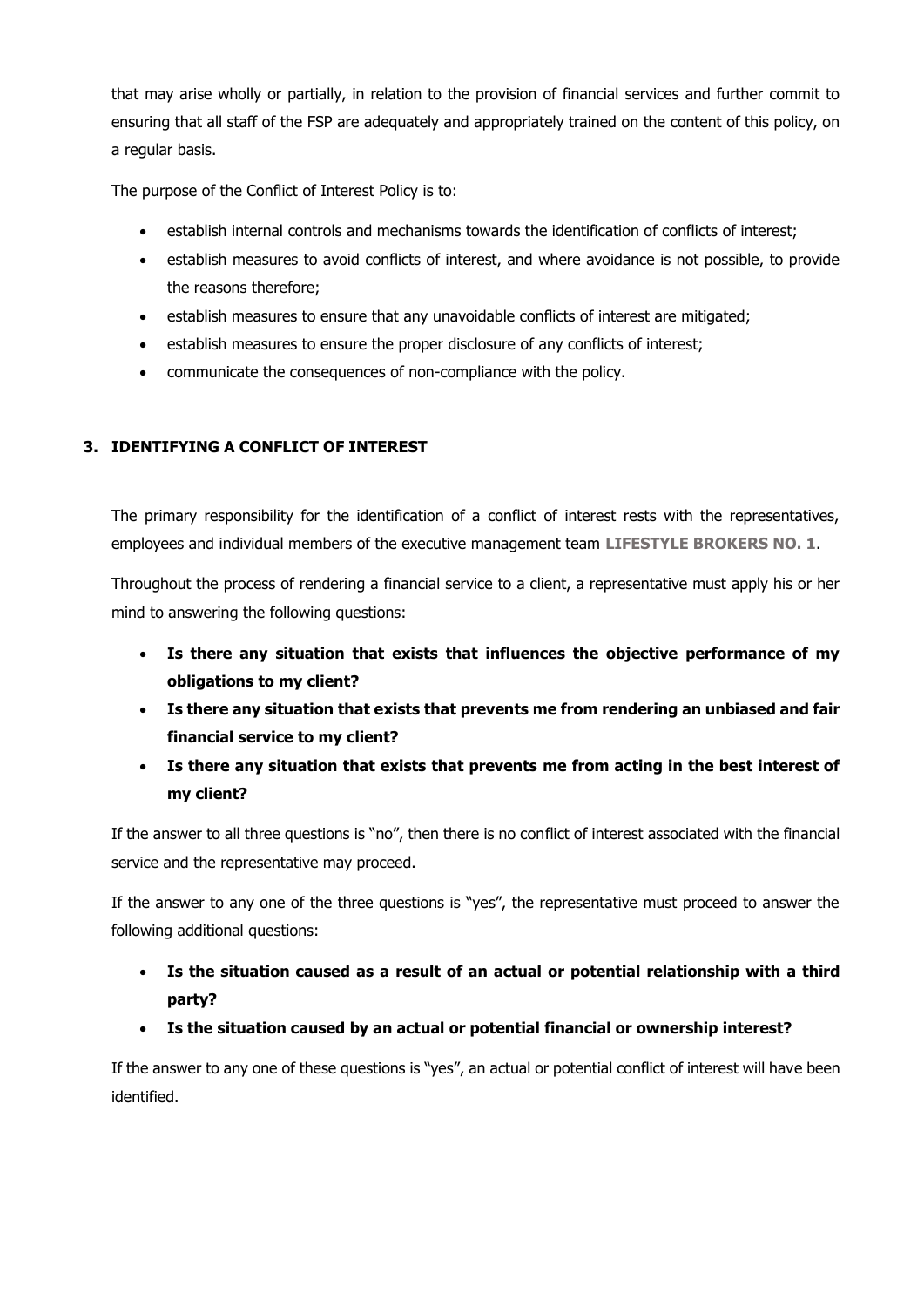that may arise wholly or partially, in relation to the provision of financial services and further commit to ensuring that all staff of the FSP are adequately and appropriately trained on the content of this policy, on a regular basis.

The purpose of the Conflict of Interest Policy is to:

- establish internal controls and mechanisms towards the identification of conflicts of interest;
- establish measures to avoid conflicts of interest, and where avoidance is not possible, to provide the reasons therefore;
- establish measures to ensure that any unavoidable conflicts of interest are mitigated;
- establish measures to ensure the proper disclosure of any conflicts of interest;
- communicate the consequences of non-compliance with the policy.

## 3. IDENTIFYING A CONFLICT OF INTEREST

The primary responsibility for the identification of a conflict of interest rests with the representatives, employees and individual members of the executive management team **LIFESTYLE BROKERS NO. 1**.

Throughout the process of rendering a financial service to a client, a representative must apply his or her mind to answering the following questions:

- **Is there any situation that exists that influences the objective performance of my obligations to my client?**
- **Is there any situation that exists that prevents me from rendering an unbiased and fair financial service to my client?**
- **Is there any situation that exists that prevents me from acting in the best interest of my client?**

If the answer to all three questions is "no", then there is no conflict of interest associated with the financial service and the representative may proceed.

If the answer to any one of the three questions is "yes", the representative must proceed to answer the following additional questions:

- **Is the situation caused as a result of an actual or potential relationship with a third party?**
- **Is the situation caused by an actual or potential financial or ownership interest?**

If the answer to any one of these questions is "yes", an actual or potential conflict of interest will have been identified.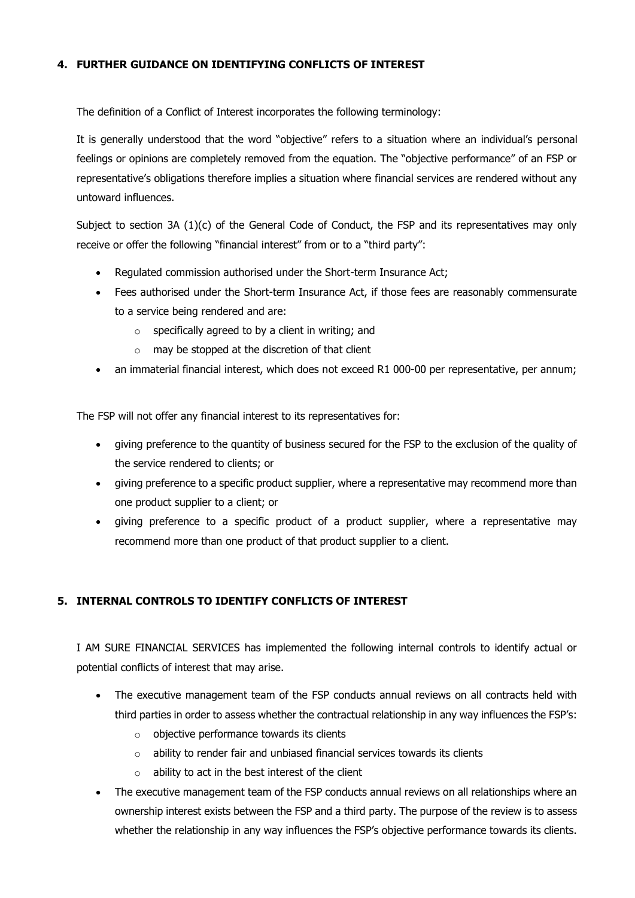## 4. FURTHER GUIDANCE ON IDENTIFYING CONFLICTS OF INTEREST

The definition of a Conflict of Interest incorporates the following terminology:

It is generally understood that the word "objective" refers to a situation where an individual's personal feelings or opinions are completely removed from the equation. The "objective performance" of an FSP or representative's obligations therefore implies a situation where financial services are rendered without any untoward influences.

Subject to section 3A (1)(c) of the General Code of Conduct, the FSP and its representatives may only receive or offer the following "financial interest" from or to a "third party":

- Regulated commission authorised under the Short-term Insurance Act;
- Fees authorised under the Short-term Insurance Act, if those fees are reasonably commensurate to a service being rendered and are:
  - specifically agreed to by a client in writing; and
  - may be stopped at the discretion of that client
- an immaterial financial interest, which does not exceed R1 000-00 per representative, per annum;

The FSP will not offer any financial interest to its representatives for:

- giving preference to the quantity of business secured for the FSP to the exclusion of the quality of the service rendered to clients; or
- giving preference to a specific product supplier, where a representative may recommend more than one product supplier to a client; or
- giving preference to a specific product of a product supplier, where a representative may recommend more than one product of that product supplier to a client.

## 5. INTERNAL CONTROLS TO IDENTIFY CONFLICTS OF INTEREST

I AM SURE FINANCIAL SERVICES has implemented the following internal controls to identify actual or potential conflicts of interest that may arise.

- The executive management team of the FSP conducts annual reviews on all contracts held with third parties in order to assess whether the contractual relationship in any way influences the FSP's:
  - objective performance towards its clients
  - ability to render fair and unbiased financial services towards its clients
  - ability to act in the best interest of the client
- The executive management team of the FSP conducts annual reviews on all relationships where an ownership interest exists between the FSP and a third party. The purpose of the review is to assess whether the relationship in any way influences the FSP's objective performance towards its clients.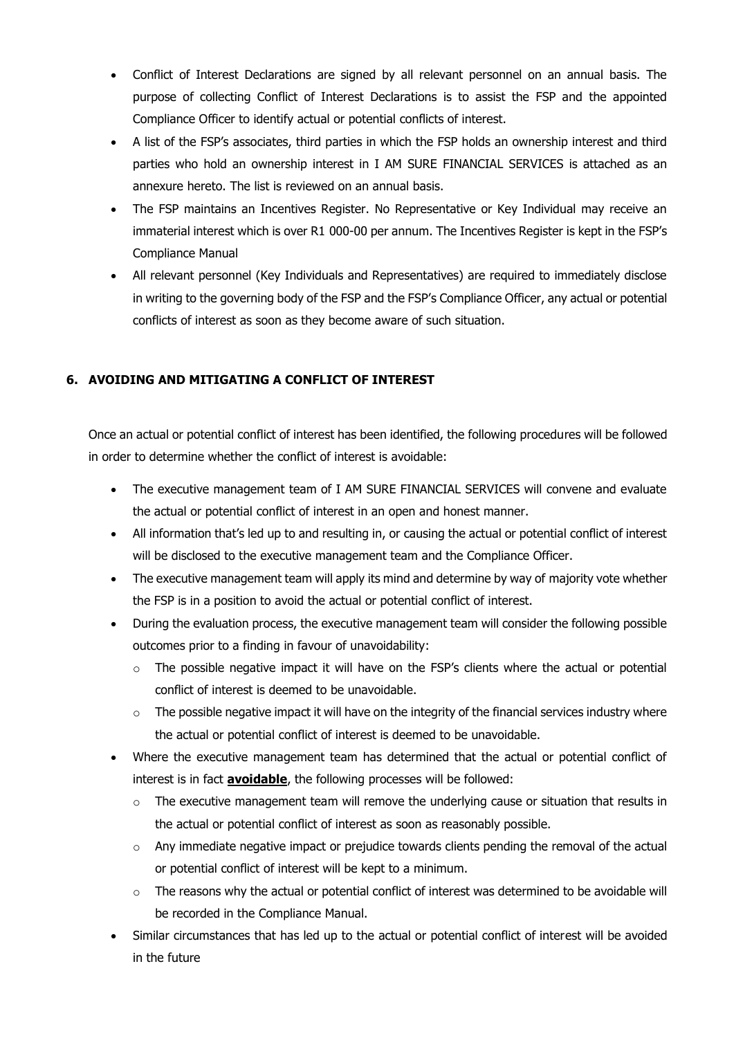- Conflict of Interest Declarations are signed by all relevant personnel on an annual basis. The purpose of collecting Conflict of Interest Declarations is to assist the FSP and the appointed Compliance Officer to identify actual or potential conflicts of interest.
- A list of the FSP's associates, third parties in which the FSP holds an ownership interest and third parties who hold an ownership interest in I AM SURE FINANCIAL SERVICES is attached as an annexure hereto. The list is reviewed on an annual basis.
- The FSP maintains an Incentives Register. No Representative or Key Individual may receive an immaterial interest which is over R1 000-00 per annum. The Incentives Register is kept in the FSP's Compliance Manual
- All relevant personnel (Key Individuals and Representatives) are required to immediately disclose in writing to the governing body of the FSP and the FSP's Compliance Officer, any actual or potential conflicts of interest as soon as they become aware of such situation.

## 6. AVOIDING AND MITIGATING A CONFLICT OF INTEREST

Once an actual or potential conflict of interest has been identified, the following procedures will be followed in order to determine whether the conflict of interest is avoidable:

- The executive management team of I AM SURE FINANCIAL SERVICES will convene and evaluate the actual or potential conflict of interest in an open and honest manner.
- All information that's led up to and resulting in, or causing the actual or potential conflict of interest will be disclosed to the executive management team and the Compliance Officer.
- The executive management team will apply its mind and determine by way of majority vote whether the FSP is in a position to avoid the actual or potential conflict of interest.
- During the evaluation process, the executive management team will consider the following possible outcomes prior to a finding in favour of unavoidability:
  - The possible negative impact it will have on the FSP's clients where the actual or potential conflict of interest is deemed to be unavoidable.
  - The possible negative impact it will have on the integrity of the financial services industry where the actual or potential conflict of interest is deemed to be unavoidable.
- Where the executive management team has determined that the actual or potential conflict of interest is in fact **avoidable**, the following processes will be followed:
  - The executive management team will remove the underlying cause or situation that results in the actual or potential conflict of interest as soon as reasonably possible.
  - Any immediate negative impact or prejudice towards clients pending the removal of the actual or potential conflict of interest will be kept to a minimum.
  - The reasons why the actual or potential conflict of interest was determined to be avoidable will be recorded in the Compliance Manual.
- Similar circumstances that has led up to the actual or potential conflict of interest will be avoided in the future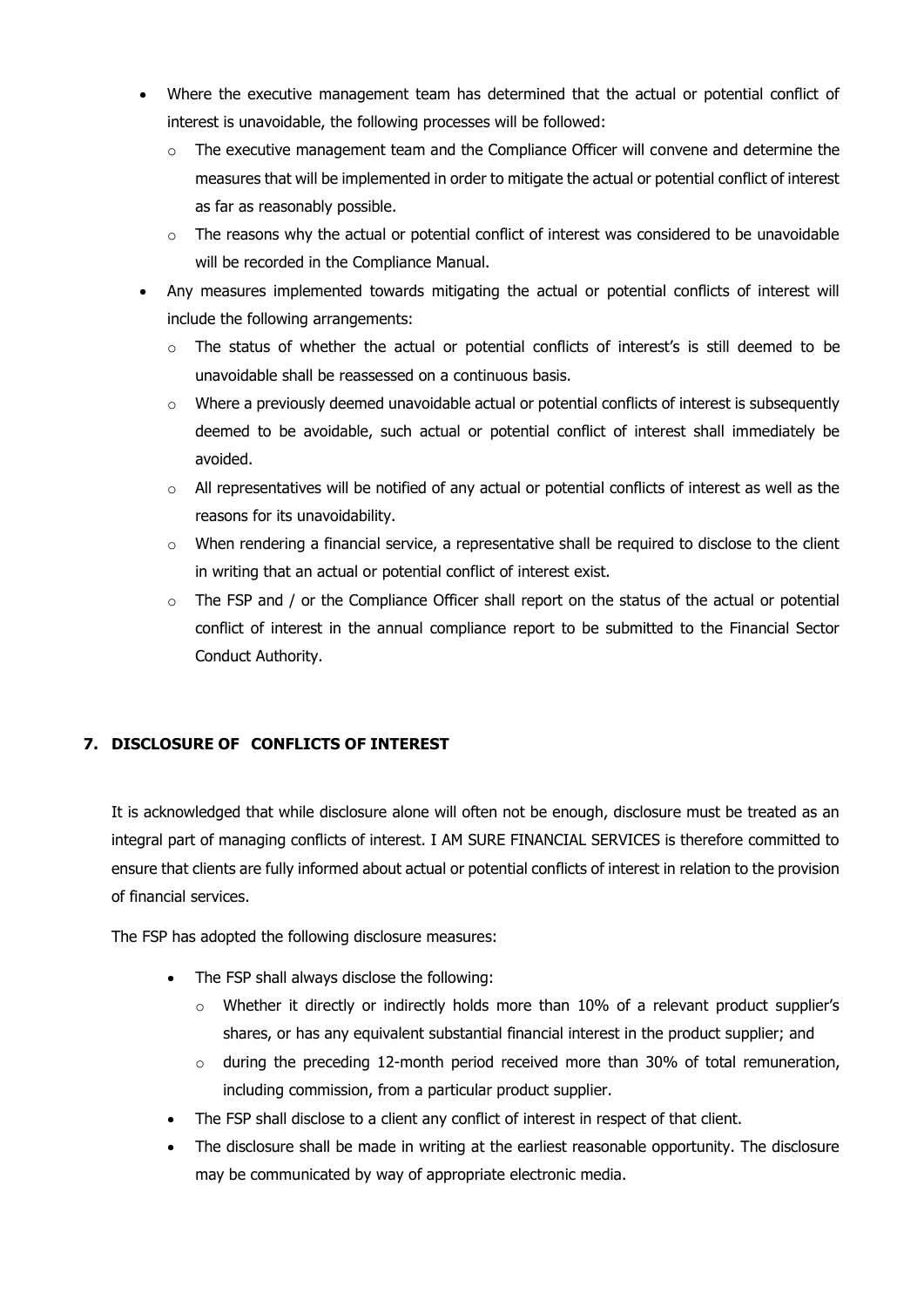- Where the executive management team has determined that the actual or potential conflict of interest is unavoidable, the following processes will be followed:
  - The executive management team and the Compliance Officer will convene and determine the measures that will be implemented in order to mitigate the actual or potential conflict of interest as far as reasonably possible.
  - The reasons why the actual or potential conflict of interest was considered to be unavoidable will be recorded in the Compliance Manual.
- Any measures implemented towards mitigating the actual or potential conflicts of interest will include the following arrangements:
  - The status of whether the actual or potential conflicts of interest's is still deemed to be unavoidable shall be reassessed on a continuous basis.
  - Where a previously deemed unavoidable actual or potential conflicts of interest is subsequently deemed to be avoidable, such actual or potential conflict of interest shall immediately be avoided.
  - All representatives will be notified of any actual or potential conflicts of interest as well as the reasons for its unavoidability.
  - When rendering a financial service, a representative shall be required to disclose to the client in writing that an actual or potential conflict of interest exist.
  - The FSP and / or the Compliance Officer shall report on the status of the actual or potential conflict of interest in the annual compliance report to be submitted to the Financial Sector Conduct Authority.

## 7. DISCLOSURE OF CONFLICTS OF INTEREST

It is acknowledged that while disclosure alone will often not be enough, disclosure must be treated as an integral part of managing conflicts of interest. I AM SURE FINANCIAL SERVICES is therefore committed to ensure that clients are fully informed about actual or potential conflicts of interest in relation to the provision of financial services.

The FSP has adopted the following disclosure measures:

- The FSP shall always disclose the following:
  - Whether it directly or indirectly holds more than 10% of a relevant product supplier's shares, or has any equivalent substantial financial interest in the product supplier; and
  - during the preceding 12-month period received more than 30% of total remuneration, including commission, from a particular product supplier.
- The FSP shall disclose to a client any conflict of interest in respect of that client.
- The disclosure shall be made in writing at the earliest reasonable opportunity. The disclosure may be communicated by way of appropriate electronic media.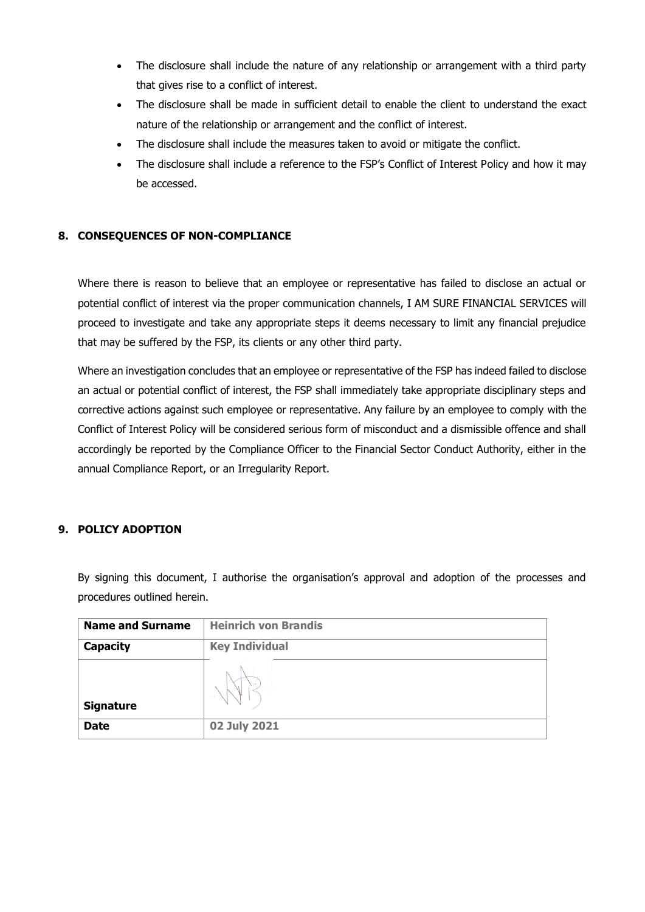- The disclosure shall include the nature of any relationship or arrangement with a third party that gives rise to a conflict of interest.
- The disclosure shall be made in sufficient detail to enable the client to understand the exact nature of the relationship or arrangement and the conflict of interest.
- The disclosure shall include the measures taken to avoid or mitigate the conflict.
- The disclosure shall include a reference to the FSP's Conflict of Interest Policy and how it may be accessed.

## 8. CONSEQUENCES OF NON-COMPLIANCE

Where there is reason to believe that an employee or representative has failed to disclose an actual or potential conflict of interest via the proper communication channels, I AM SURE FINANCIAL SERVICES will proceed to investigate and take any appropriate steps it deems necessary to limit any financial prejudice that may be suffered by the FSP, its clients or any other third party.

Where an investigation concludes that an employee or representative of the FSP has indeed failed to disclose an actual or potential conflict of interest, the FSP shall immediately take appropriate disciplinary steps and corrective actions against such employee or representative. Any failure by an employee to comply with the Conflict of Interest Policy will be considered serious form of misconduct and a dismissible offence and shall accordingly be reported by the Compliance Officer to the Financial Sector Conduct Authority, either in the annual Compliance Report, or an Irregularity Report.

## 9. POLICY ADOPTION

By signing this document, I authorise the organisation's approval and adoption of the processes and procedures outlined herein.

| **Name and Surname** | **Heinrich von Brandis** |
|---|---|
| **Capacity** | **Key Individual** |
| **Signature** | |
| **Date** | **02 July 2021** |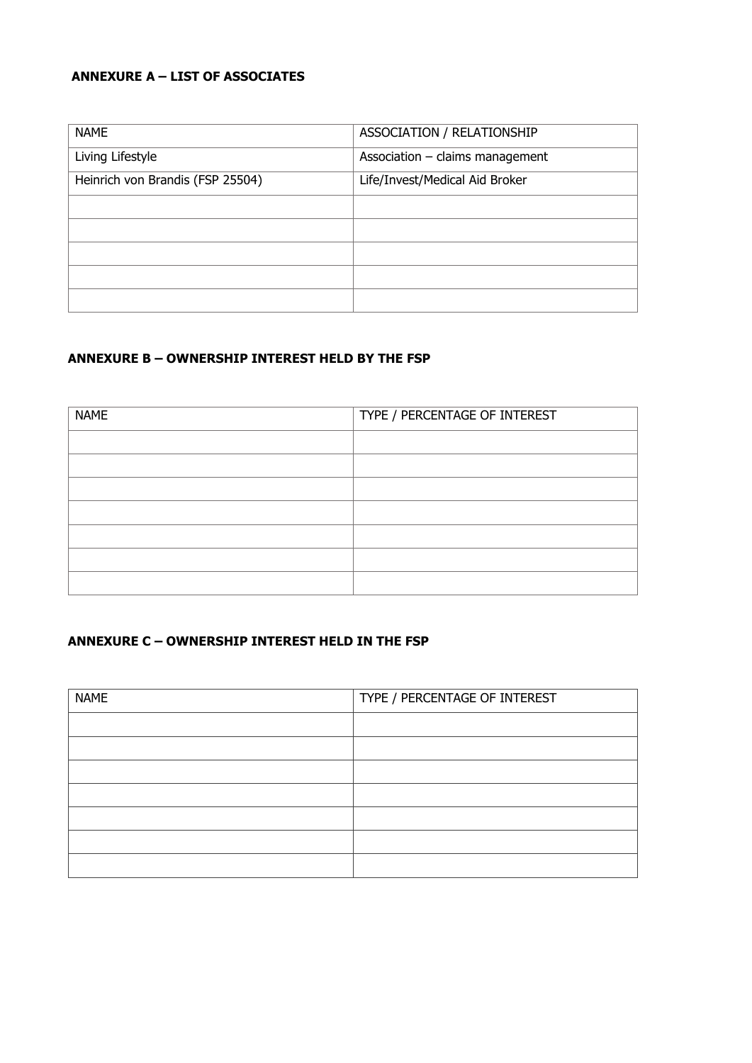### ANNEXURE A – LIST OF ASSOCIATES

| NAME | ASSOCIATION / RELATIONSHIP |
| --- | --- |
| Living Lifestyle | Association – claims management |
| Heinrich von Brandis (FSP 25504) | Life/Invest/Medical Aid Broker |
| | |
| | |
| | |
| | |
| | |

### ANNEXURE B – OWNERSHIP INTEREST HELD BY THE FSP

| NAME | TYPE / PERCENTAGE OF INTEREST |
| --- | --- |
| | |
| | |
| | |
| | |
| | |
| | |
| | |

### ANNEXURE C – OWNERSHIP INTEREST HELD IN THE FSP

| NAME | TYPE / PERCENTAGE OF INTEREST |
| --- | --- |
| | |
| | |
| | |
| | |
| | |
| | |
| | |